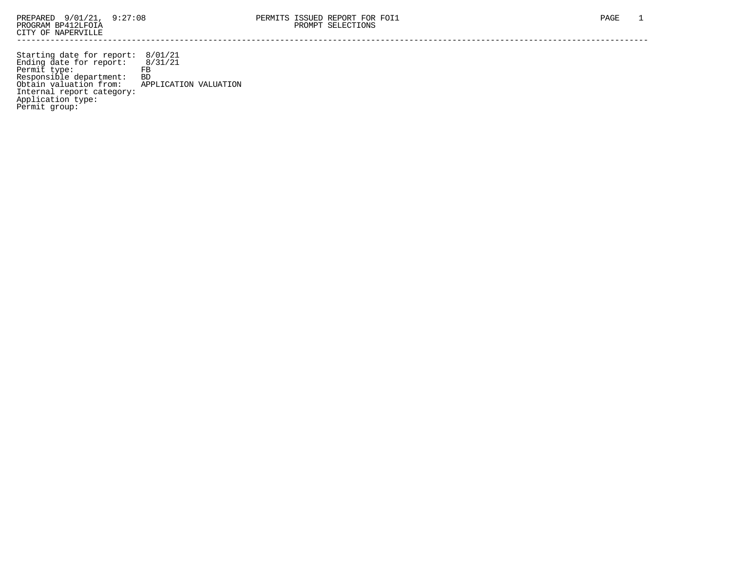PREPARED 9/01/21, 9:27:08
PROGRAM BP412LFOIA
CITY OF NAPERVILLE

PERMITS ISSUED REPORT FOR FOI1
PROMPT SELECTIONS

Starting date for report: 8/01/21
Ending date for report: 8/31/21
Permit type: FB
Responsible department: BD
Obtain valuation from: APPLICATION VALUATION
Internal report category:
Application type:
Permit group: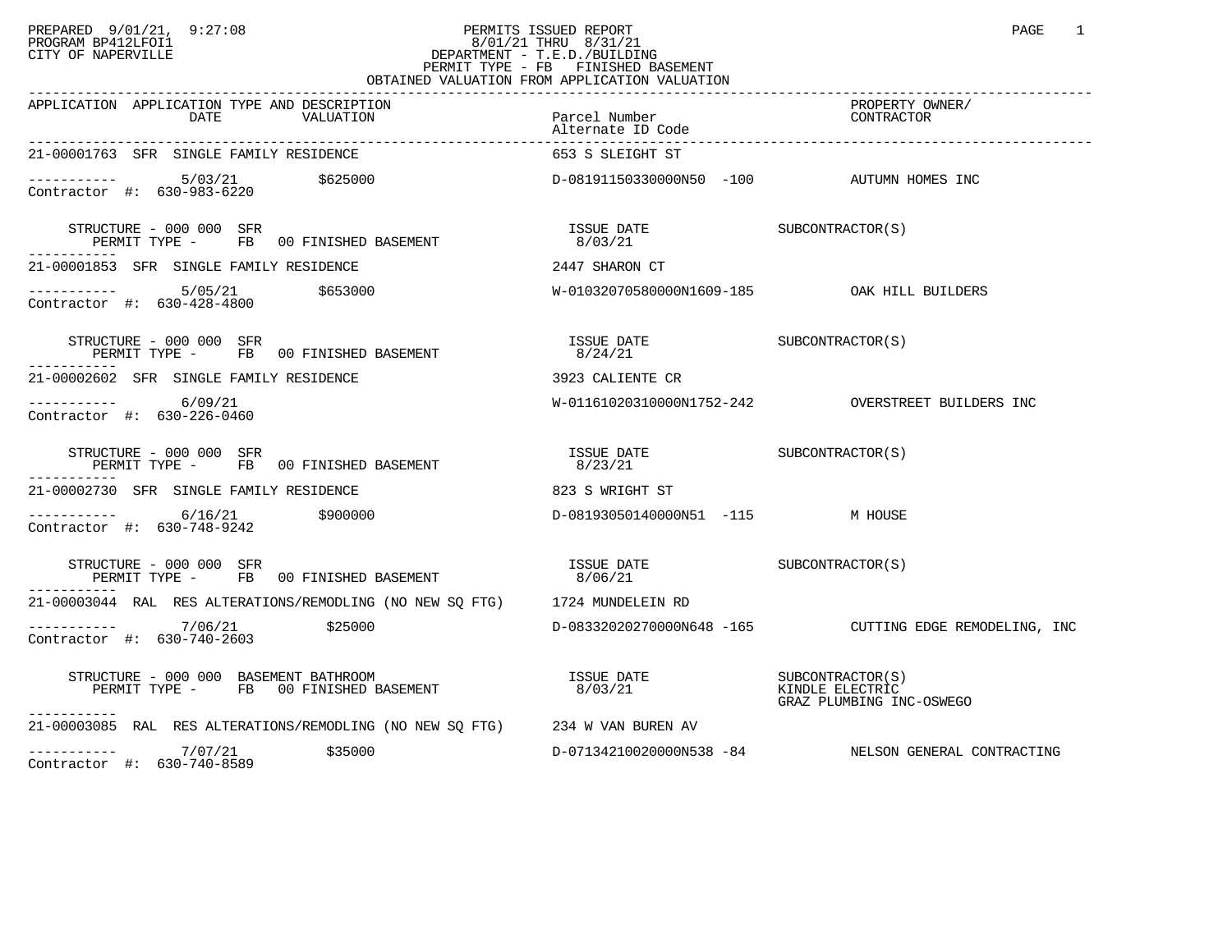PREPARED 9/01/21, 9:27:08
PROGRAM BP412LFOI1
CITY OF NAPERVILLE

# PERMITS ISSUED REPORT

8/01/21 THRU 8/31/21
DEPARTMENT - T.E.D./BUILDING
PERMIT TYPE - FB FINISHED BASEMENT
OBTAINED VALUATION FROM APPLICATION VALUATION

| APPLICATION | APPLICATION TYPE AND DESCRIPTION DATE | VALUATION | Parcel Number / Alternate ID Code | PROPERTY OWNER/ CONTRACTOR |
|---|---|---|---|---|
| 21-00001763 | SFR SINGLE FAMILY RESIDENCE | | 653 S SLEIGHT ST | |
| ----------- | 5/03/21 | $625000 | D-08191150330000N50 -100 | AUTUMN HOMES INC |
| Contractor #: 630-983-6220 | | | | |
| | STRUCTURE - 000 000 SFR / PERMIT TYPE - FB 00 FINISHED BASEMENT | | ISSUE DATE 8/03/21 | SUBCONTRACTOR(S) |
| 21-00001853 | SFR SINGLE FAMILY RESIDENCE | | 2447 SHARON CT | |
| ----------- | 5/05/21 | $653000 | W-01032070580000N1609-185 | OAK HILL BUILDERS |
| Contractor #: 630-428-4800 | | | | |
| | STRUCTURE - 000 000 SFR / PERMIT TYPE - FB 00 FINISHED BASEMENT | | ISSUE DATE 8/24/21 | SUBCONTRACTOR(S) |
| 21-00002602 | SFR SINGLE FAMILY RESIDENCE | | 3923 CALIENTE CR | |
| ----------- | 6/09/21 | | W-01161020310000N1752-242 | OVERSTREET BUILDERS INC |
| Contractor #: 630-226-0460 | | | | |
| | STRUCTURE - 000 000 SFR / PERMIT TYPE - FB 00 FINISHED BASEMENT | | ISSUE DATE 8/23/21 | SUBCONTRACTOR(S) |
| 21-00002730 | SFR SINGLE FAMILY RESIDENCE | | 823 S WRIGHT ST | |
| ----------- | 6/16/21 | $900000 | D-08193050140000N51 -115 | M HOUSE |
| Contractor #: 630-748-9242 | | | | |
| | STRUCTURE - 000 000 SFR / PERMIT TYPE - FB 00 FINISHED BASEMENT | | ISSUE DATE 8/06/21 | SUBCONTRACTOR(S) |
| 21-00003044 | RAL RES ALTERATIONS/REMODLING (NO NEW SQ FTG) | | 1724 MUNDELEIN RD | |
| ----------- | 7/06/21 | $25000 | D-08332020270000N648 -165 | CUTTING EDGE REMODELING, INC |
| Contractor #: 630-740-2603 | | | | |
| | STRUCTURE - 000 000 BASEMENT BATHROOM / PERMIT TYPE - FB 00 FINISHED BASEMENT | | ISSUE DATE 8/03/21 | SUBCONTRACTOR(S) KINDLE ELECTRIC, GRAZ PLUMBING INC-OSWEGO |
| 21-00003085 | RAL RES ALTERATIONS/REMODLING (NO NEW SQ FTG) | | 234 W VAN BUREN AV | |
| ----------- | 7/07/21 | $35000 | D-07134210020000N538 -84 | NELSON GENERAL CONTRACTING |
| Contractor #: 630-740-8589 | | | | |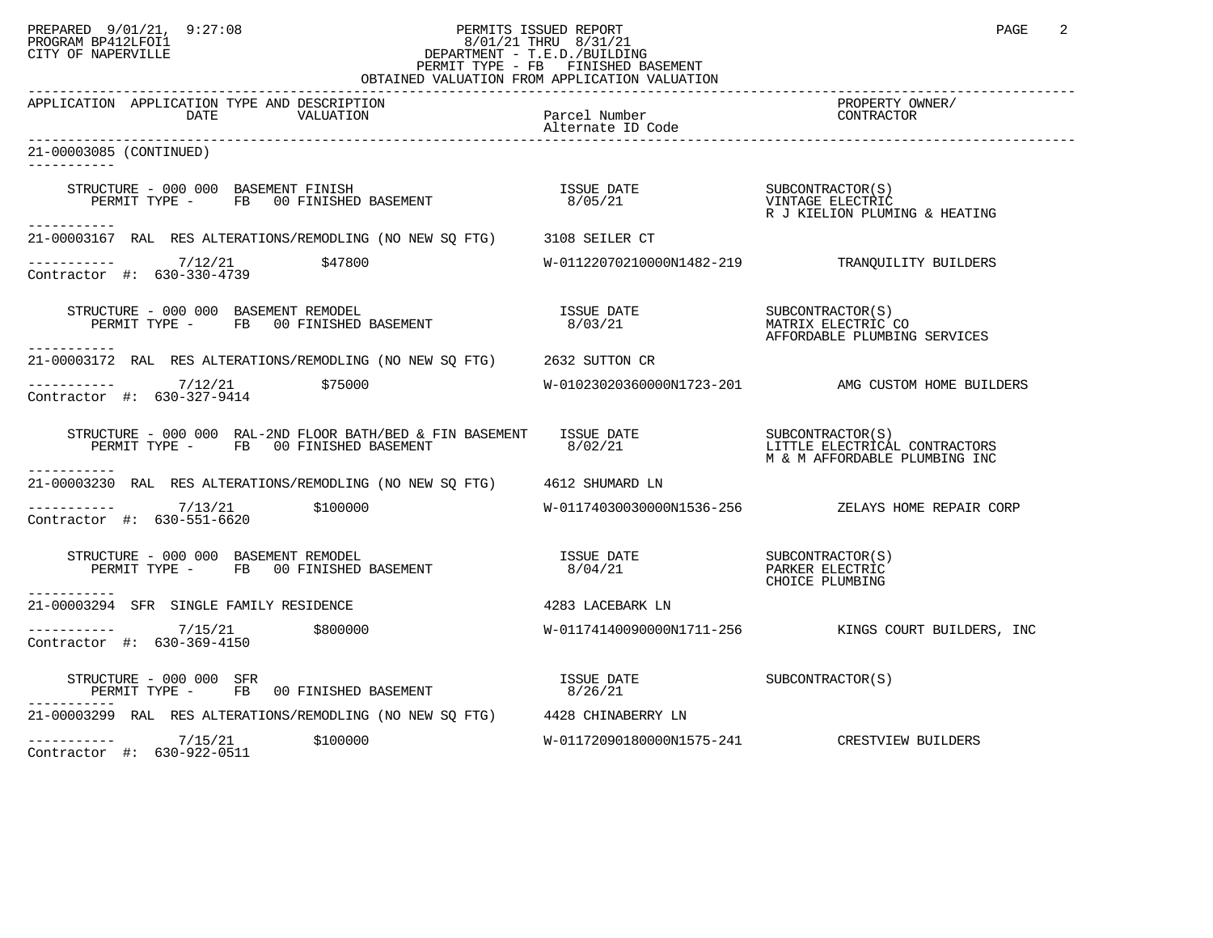PREPARED 9/01/21, 9:27:08
PROGRAM BP412LFOI1
CITY OF NAPERVILLE

PERMITS ISSUED REPORT
8/01/21 THRU 8/31/21
DEPARTMENT - T.E.D./BUILDING
PERMIT TYPE - FB FINISHED BASEMENT
OBTAINED VALUATION FROM APPLICATION VALUATION

| APPLICATION | APPLICATION TYPE AND DESCRIPTION / DATE / VALUATION | Parcel Number / Alternate ID Code | PROPERTY OWNER/ CONTRACTOR |
|---|---|---|---|

**21-00003085 (CONTINUED)**

STRUCTURE - 000 000 BASEMENT FINISH
PERMIT TYPE - FB 00 FINISHED BASEMENT
ISSUE DATE 8/05/21
SUBCONTRACTOR(S): VINTAGE ELECTRIC; R J KIELION PLUMING & HEATING

---

**21-00003167** RAL RES ALTERATIONS/REMODLING (NO NEW SQ FTG) — 3108 SEILER CT
7/12/21 — $47800 — W-01122070210000N1482-219 — TRANQUILITY BUILDERS
Contractor #: 630-330-4739

STRUCTURE - 000 000 BASEMENT REMODEL
PERMIT TYPE - FB 00 FINISHED BASEMENT
ISSUE DATE 8/03/21
SUBCONTRACTOR(S): MATRIX ELECTRIC CO; AFFORDABLE PLUMBING SERVICES

---

**21-00003172** RAL RES ALTERATIONS/REMODLING (NO NEW SQ FTG) — 2632 SUTTON CR
7/12/21 — $75000 — W-01023020360000N1723-201 — AMG CUSTOM HOME BUILDERS
Contractor #: 630-327-9414

STRUCTURE - 000 000 RAL-2ND FLOOR BATH/BED & FIN BASEMENT
PERMIT TYPE - FB 00 FINISHED BASEMENT
ISSUE DATE 8/02/21
SUBCONTRACTOR(S): LITTLE ELECTRICAL CONTRACTORS; M & M AFFORDABLE PLUMBING INC

---

**21-00003230** RAL RES ALTERATIONS/REMODLING (NO NEW SQ FTG) — 4612 SHUMARD LN
7/13/21 — $100000 — W-01174030030000N1536-256 — ZELAYS HOME REPAIR CORP
Contractor #: 630-551-6620

STRUCTURE - 000 000 BASEMENT REMODEL
PERMIT TYPE - FB 00 FINISHED BASEMENT
ISSUE DATE 8/04/21
SUBCONTRACTOR(S): PARKER ELECTRIC; CHOICE PLUMBING

---

**21-00003294** SFR SINGLE FAMILY RESIDENCE — 4283 LACEBARK LN
7/15/21 — $800000 — W-01174140090000N1711-256 — KINGS COURT BUILDERS, INC
Contractor #: 630-369-4150

STRUCTURE - 000 000 SFR
PERMIT TYPE - FB 00 FINISHED BASEMENT
ISSUE DATE 8/26/21
SUBCONTRACTOR(S)

---

**21-00003299** RAL RES ALTERATIONS/REMODLING (NO NEW SQ FTG) — 4428 CHINABERRY LN
7/15/21 — $100000 — W-01172090180000N1575-241 — CRESTVIEW BUILDERS
Contractor #: 630-922-0511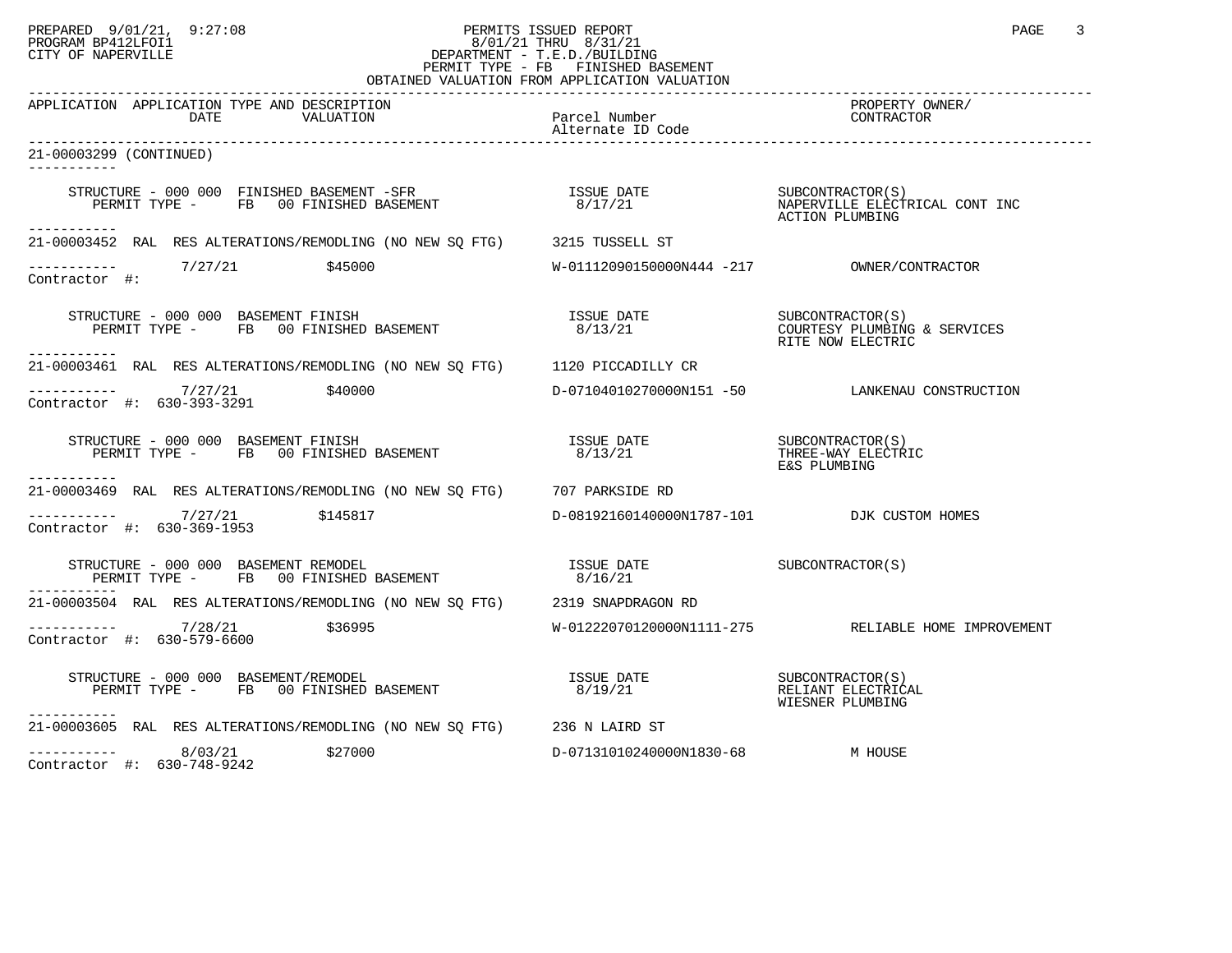PREPARED 9/01/21, 9:27:08
PROGRAM BP412LFOI1
CITY OF NAPERVILLE

PERMITS ISSUED REPORT
8/01/21 THRU 8/31/21
DEPARTMENT - T.E.D./BUILDING
PERMIT TYPE - FB FINISHED BASEMENT
OBTAINED VALUATION FROM APPLICATION VALUATION

| APPLICATION | APPLICATION TYPE AND DESCRIPTION / DATE | VALUATION | Parcel Number / Alternate ID Code | PROPERTY OWNER/ CONTRACTOR |
|---|---|---|---|---|

**21-00003299 (CONTINUED)**

STRUCTURE - 000 000 FINISHED BASEMENT -SFR — ISSUE DATE 8/17/21
PERMIT TYPE - FB 00 FINISHED BASEMENT
SUBCONTRACTOR(S): NAPERVILLE ELECTRICAL CONT INC, ACTION PLUMBING

---

**21-00003452** RAL RES ALTERATIONS/REMODLING (NO NEW SQ FTG) — 3215 TUSSELL ST
7/27/21 — $45000 — W-01112090150000N444 -217 — OWNER/CONTRACTOR
Contractor #:

STRUCTURE - 000 000 BASEMENT FINISH — ISSUE DATE 8/13/21
PERMIT TYPE - FB 00 FINISHED BASEMENT
SUBCONTRACTOR(S): COURTESY PLUMBING & SERVICES, RITE NOW ELECTRIC

---

**21-00003461** RAL RES ALTERATIONS/REMODLING (NO NEW SQ FTG) — 1120 PICCADILLY CR
7/27/21 — $40000 — D-07104010270000N151 -50 — LANKENAU CONSTRUCTION
Contractor #: 630-393-3291

STRUCTURE - 000 000 BASEMENT FINISH — ISSUE DATE 8/13/21
PERMIT TYPE - FB 00 FINISHED BASEMENT
SUBCONTRACTOR(S): THREE-WAY ELECTRIC, E&S PLUMBING

---

**21-00003469** RAL RES ALTERATIONS/REMODLING (NO NEW SQ FTG) — 707 PARKSIDE RD
7/27/21 — $145817 — D-08192160140000N1787-101 — DJK CUSTOM HOMES
Contractor #: 630-369-1953

STRUCTURE - 000 000 BASEMENT REMODEL — ISSUE DATE 8/16/21
PERMIT TYPE - FB 00 FINISHED BASEMENT
SUBCONTRACTOR(S)

---

**21-00003504** RAL RES ALTERATIONS/REMODLING (NO NEW SQ FTG) — 2319 SNAPDRAGON RD
7/28/21 — $36995 — W-01222070120000N1111-275 — RELIABLE HOME IMPROVEMENT
Contractor #: 630-579-6600

STRUCTURE - 000 000 BASEMENT/REMODEL — ISSUE DATE 8/19/21
PERMIT TYPE - FB 00 FINISHED BASEMENT
SUBCONTRACTOR(S): RELIANT ELECTRICAL, WIESNER PLUMBING

---

**21-00003605** RAL RES ALTERATIONS/REMODLING (NO NEW SQ FTG) — 236 N LAIRD ST
8/03/21 — $27000 — D-07131010240000N1830-68 — M HOUSE
Contractor #: 630-748-9242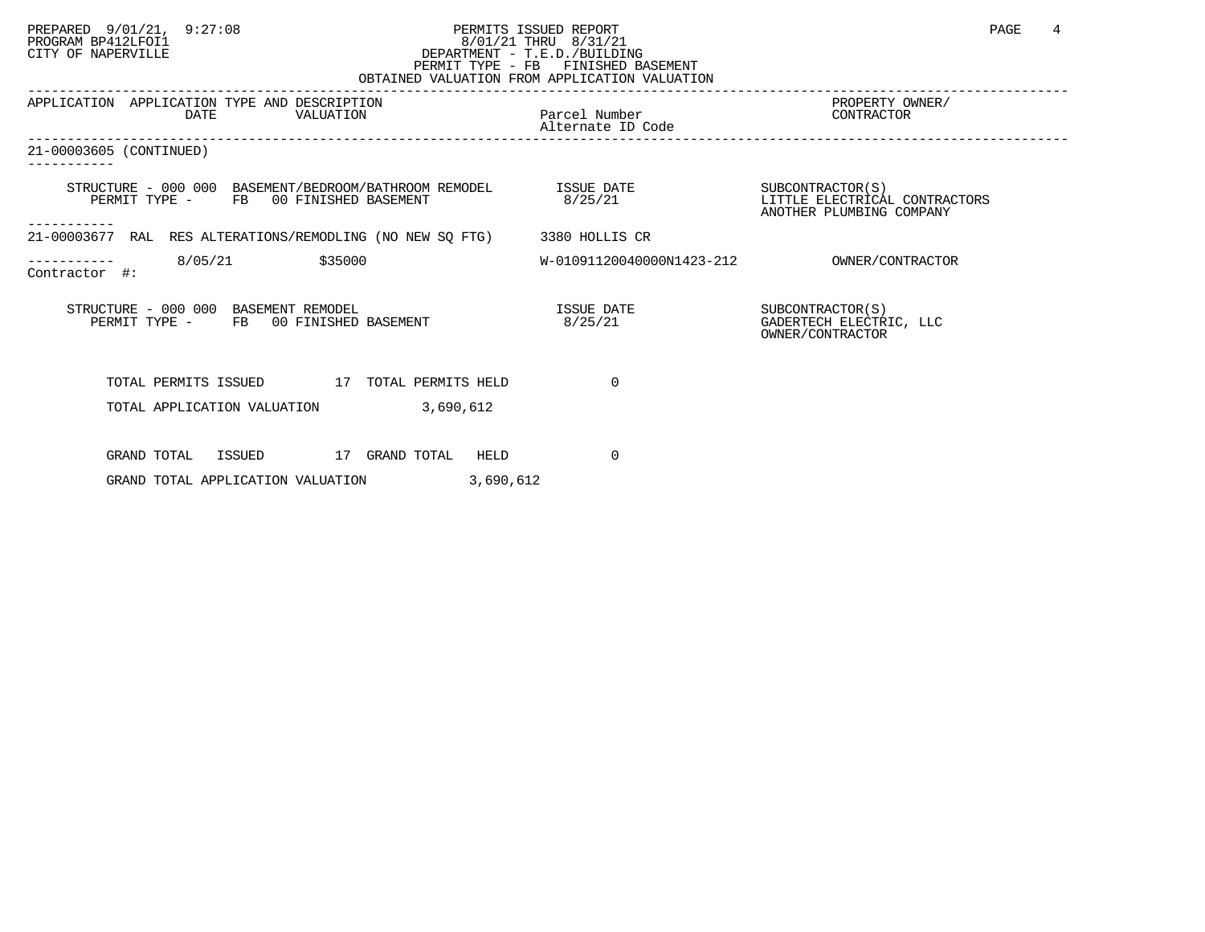PREPARED 9/01/21, 9:27:08
PROGRAM BP412LFOI1
CITY OF NAPERVILLE

PERMITS ISSUED REPORT
8/01/21 THRU 8/31/21
DEPARTMENT - T.E.D./BUILDING
PERMIT TYPE - FB FINISHED BASEMENT
OBTAINED VALUATION FROM APPLICATION VALUATION

| APPLICATION | APPLICATION TYPE AND DESCRIPTION / DATE / VALUATION | Parcel Number / Alternate ID Code | PROPERTY OWNER/ CONTRACTOR |
|---|---|---|---|

21-00003605 (CONTINUED)

STRUCTURE - 000 000 BASEMENT/BEDROOM/BATHROOM REMODEL
PERMIT TYPE - FB 00 FINISHED BASEMENT
ISSUE DATE 8/25/21
SUBCONTRACTOR(S)
LITTLE ELECTRICAL CONTRACTORS
ANOTHER PLUMBING COMPANY

21-00003677 RAL RES ALTERATIONS/REMODLING (NO NEW SQ FTG) 3380 HOLLIS CR
8/05/21 $35000 W-01091120040000N1423-212 OWNER/CONTRACTOR
Contractor #:

STRUCTURE - 000 000 BASEMENT REMODEL
PERMIT TYPE - FB 00 FINISHED BASEMENT
ISSUE DATE 8/25/21
SUBCONTRACTOR(S)
GADERTECH ELECTRIC, LLC
OWNER/CONTRACTOR

TOTAL PERMITS ISSUED 17 TOTAL PERMITS HELD 0

TOTAL APPLICATION VALUATION 3,690,612

GRAND TOTAL ISSUED 17 GRAND TOTAL HELD 0

GRAND TOTAL APPLICATION VALUATION 3,690,612